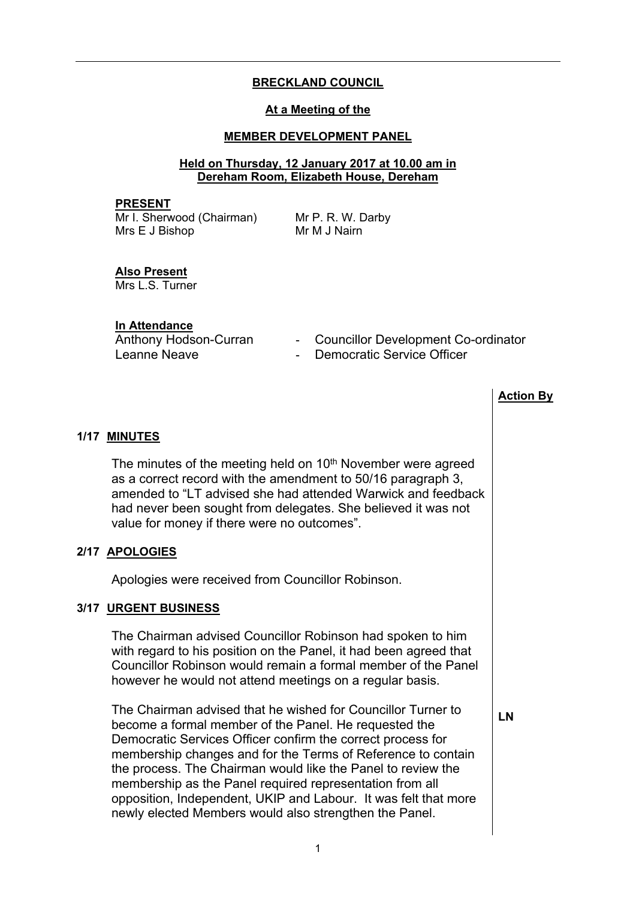**BRECKLAND COUNCIL**

**At a Meeting of the**

**MEMBER DEVELOPMENT PANEL**

**Held on Thursday, 12 January 2017 at 10.00 am in Dereham Room, Elizabeth House, Dereham**

**PRESENT**

Mr I. Sherwood (Chairman)
Mrs E J Bishop
Mr P. R. W. Darby
Mr M J Nairn

**Also Present**

Mrs L.S. Turner

**In Attendance**

Anthony Hodson-Curran - Councillor Development Co-ordinator
Leanne Neave - Democratic Service Officer

| | Action By |
|---|---|
| **1/17 MINUTES** | |
| The minutes of the meeting held on 10th November were agreed as a correct record with the amendment to 50/16 paragraph 3, amended to "LT advised she had attended Warwick and feedback had never been sought from delegates. She believed it was not value for money if there were no outcomes". | |
| **2/17 APOLOGIES** | |
| Apologies were received from Councillor Robinson. | |
| **3/17 URGENT BUSINESS** | |
| The Chairman advised Councillor Robinson had spoken to him with regard to his position on the Panel, it had been agreed that Councillor Robinson would remain a formal member of the Panel however he would not attend meetings on a regular basis. | |
| The Chairman advised that he wished for Councillor Turner to become a formal member of the Panel. He requested the Democratic Services Officer confirm the correct process for membership changes and for the Terms of Reference to contain the process. The Chairman would like the Panel to review the membership as the Panel required representation from all opposition, Independent, UKIP and Labour. It was felt that more newly elected Members would also strengthen the Panel. | LN |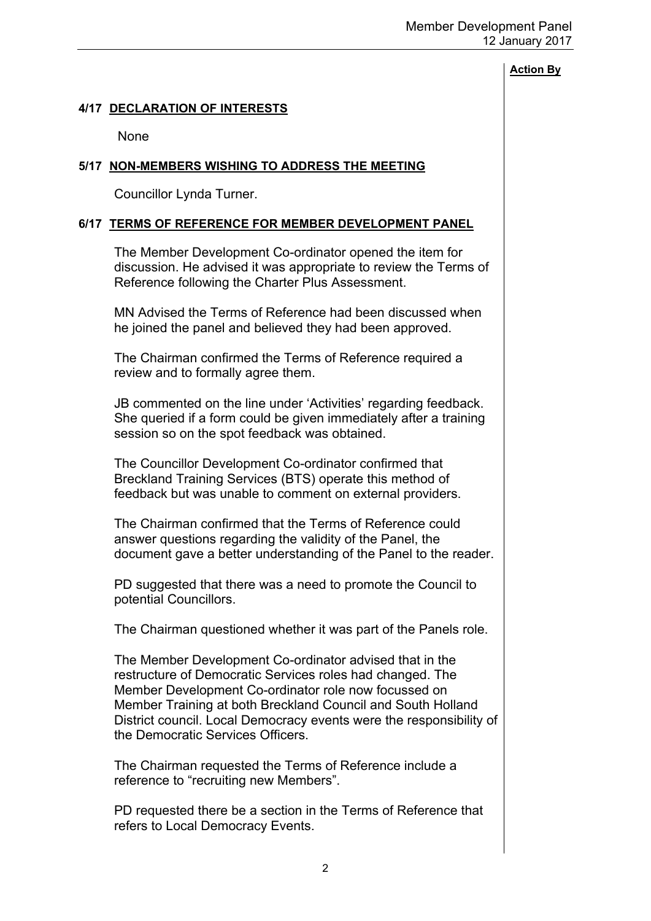**Action By**

### 4/17 DECLARATION OF INTERESTS

None

### 5/17 NON-MEMBERS WISHING TO ADDRESS THE MEETING

Councillor Lynda Turner.

### 6/17 TERMS OF REFERENCE FOR MEMBER DEVELOPMENT PANEL

The Member Development Co-ordinator opened the item for discussion. He advised it was appropriate to review the Terms of Reference following the Charter Plus Assessment.

MN Advised the Terms of Reference had been discussed when he joined the panel and believed they had been approved.

The Chairman confirmed the Terms of Reference required a review and to formally agree them.

JB commented on the line under 'Activities' regarding feedback. She queried if a form could be given immediately after a training session so on the spot feedback was obtained.

The Councillor Development Co-ordinator confirmed that Breckland Training Services (BTS) operate this method of feedback but was unable to comment on external providers.

The Chairman confirmed that the Terms of Reference could answer questions regarding the validity of the Panel, the document gave a better understanding of the Panel to the reader.

PD suggested that there was a need to promote the Council to potential Councillors.

The Chairman questioned whether it was part of the Panels role.

The Member Development Co-ordinator advised that in the restructure of Democratic Services roles had changed. The Member Development Co-ordinator role now focussed on Member Training at both Breckland Council and South Holland District council. Local Democracy events were the responsibility of the Democratic Services Officers.

The Chairman requested the Terms of Reference include a reference to "recruiting new Members".

PD requested there be a section in the Terms of Reference that refers to Local Democracy Events.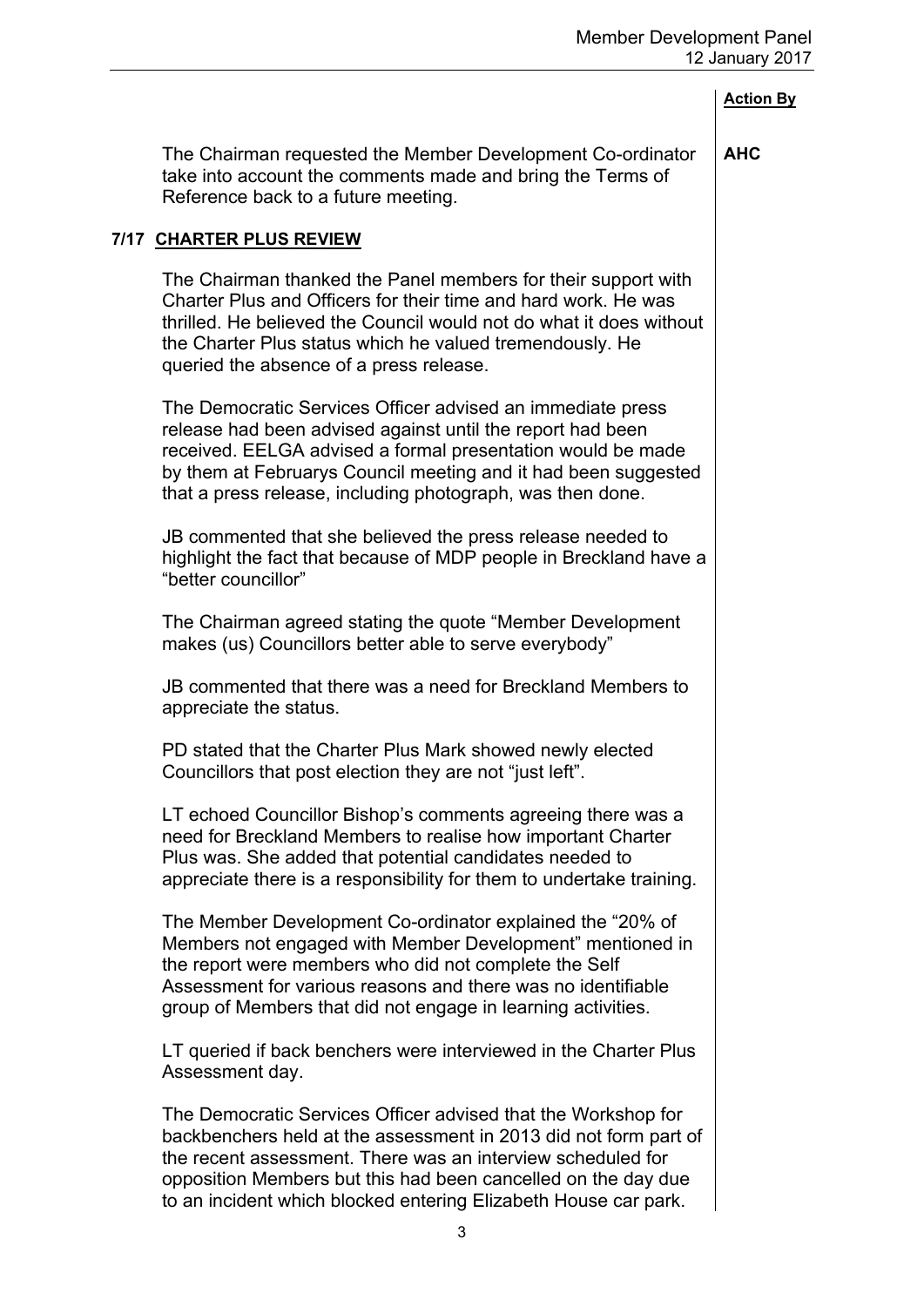**Action By**

The Chairman requested the Member Development Co-ordinator take into account the comments made and bring the Terms of Reference back to a future meeting. **AHC**

## 7/17 CHARTER PLUS REVIEW

The Chairman thanked the Panel members for their support with Charter Plus and Officers for their time and hard work. He was thrilled. He believed the Council would not do what it does without the Charter Plus status which he valued tremendously. He queried the absence of a press release.

The Democratic Services Officer advised an immediate press release had been advised against until the report had been received. EELGA advised a formal presentation would be made by them at Februarys Council meeting and it had been suggested that a press release, including photograph, was then done.

JB commented that she believed the press release needed to highlight the fact that because of MDP people in Breckland have a "better councillor"

The Chairman agreed stating the quote "Member Development makes (us) Councillors better able to serve everybody"

JB commented that there was a need for Breckland Members to appreciate the status.

PD stated that the Charter Plus Mark showed newly elected Councillors that post election they are not "just left".

LT echoed Councillor Bishop's comments agreeing there was a need for Breckland Members to realise how important Charter Plus was. She added that potential candidates needed to appreciate there is a responsibility for them to undertake training.

The Member Development Co-ordinator explained the "20% of Members not engaged with Member Development" mentioned in the report were members who did not complete the Self Assessment for various reasons and there was no identifiable group of Members that did not engage in learning activities.

LT queried if back benchers were interviewed in the Charter Plus Assessment day.

The Democratic Services Officer advised that the Workshop for backbenchers held at the assessment in 2013 did not form part of the recent assessment. There was an interview scheduled for opposition Members but this had been cancelled on the day due to an incident which blocked entering Elizabeth House car park.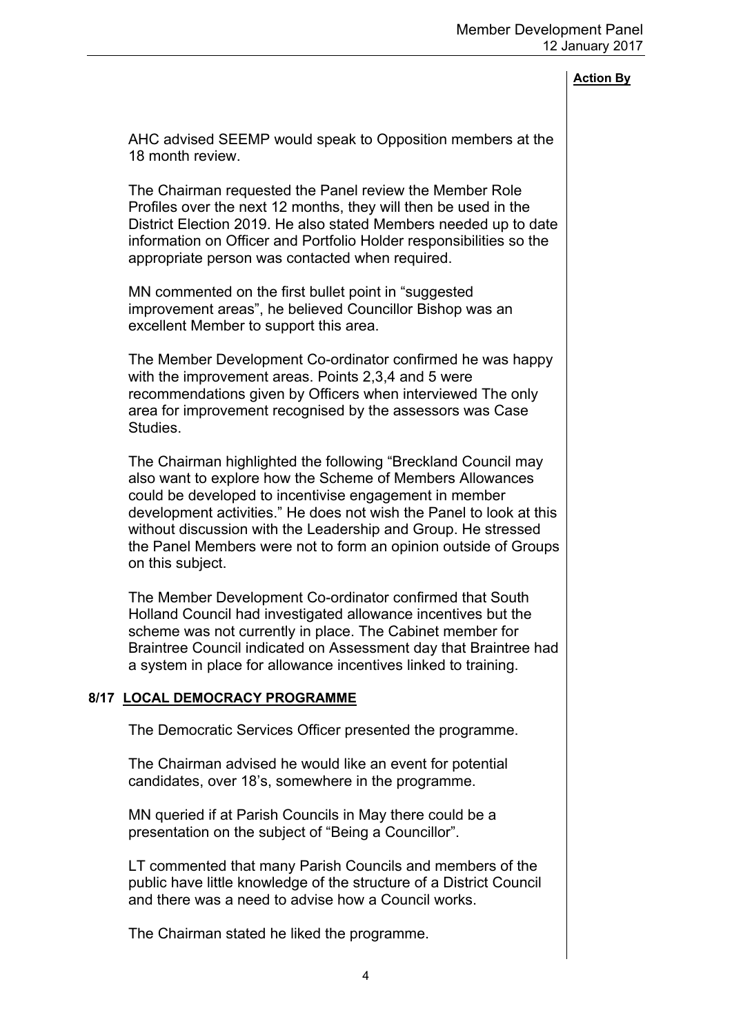**Action By**

AHC advised SEEMP would speak to Opposition members at the 18 month review.

The Chairman requested the Panel review the Member Role Profiles over the next 12 months, they will then be used in the District Election 2019. He also stated Members needed up to date information on Officer and Portfolio Holder responsibilities so the appropriate person was contacted when required.

MN commented on the first bullet point in "suggested improvement areas", he believed Councillor Bishop was an excellent Member to support this area.

The Member Development Co-ordinator confirmed he was happy with the improvement areas. Points 2,3,4 and 5 were recommendations given by Officers when interviewed The only area for improvement recognised by the assessors was Case Studies.

The Chairman highlighted the following "Breckland Council may also want to explore how the Scheme of Members Allowances could be developed to incentivise engagement in member development activities." He does not wish the Panel to look at this without discussion with the Leadership and Group. He stressed the Panel Members were not to form an opinion outside of Groups on this subject.

The Member Development Co-ordinator confirmed that South Holland Council had investigated allowance incentives but the scheme was not currently in place. The Cabinet member for Braintree Council indicated on Assessment day that Braintree had a system in place for allowance incentives linked to training.

## 8/17 LOCAL DEMOCRACY PROGRAMME

The Democratic Services Officer presented the programme.

The Chairman advised he would like an event for potential candidates, over 18's, somewhere in the programme.

MN queried if at Parish Councils in May there could be a presentation on the subject of "Being a Councillor".

LT commented that many Parish Councils and members of the public have little knowledge of the structure of a District Council and there was a need to advise how a Council works.

The Chairman stated he liked the programme.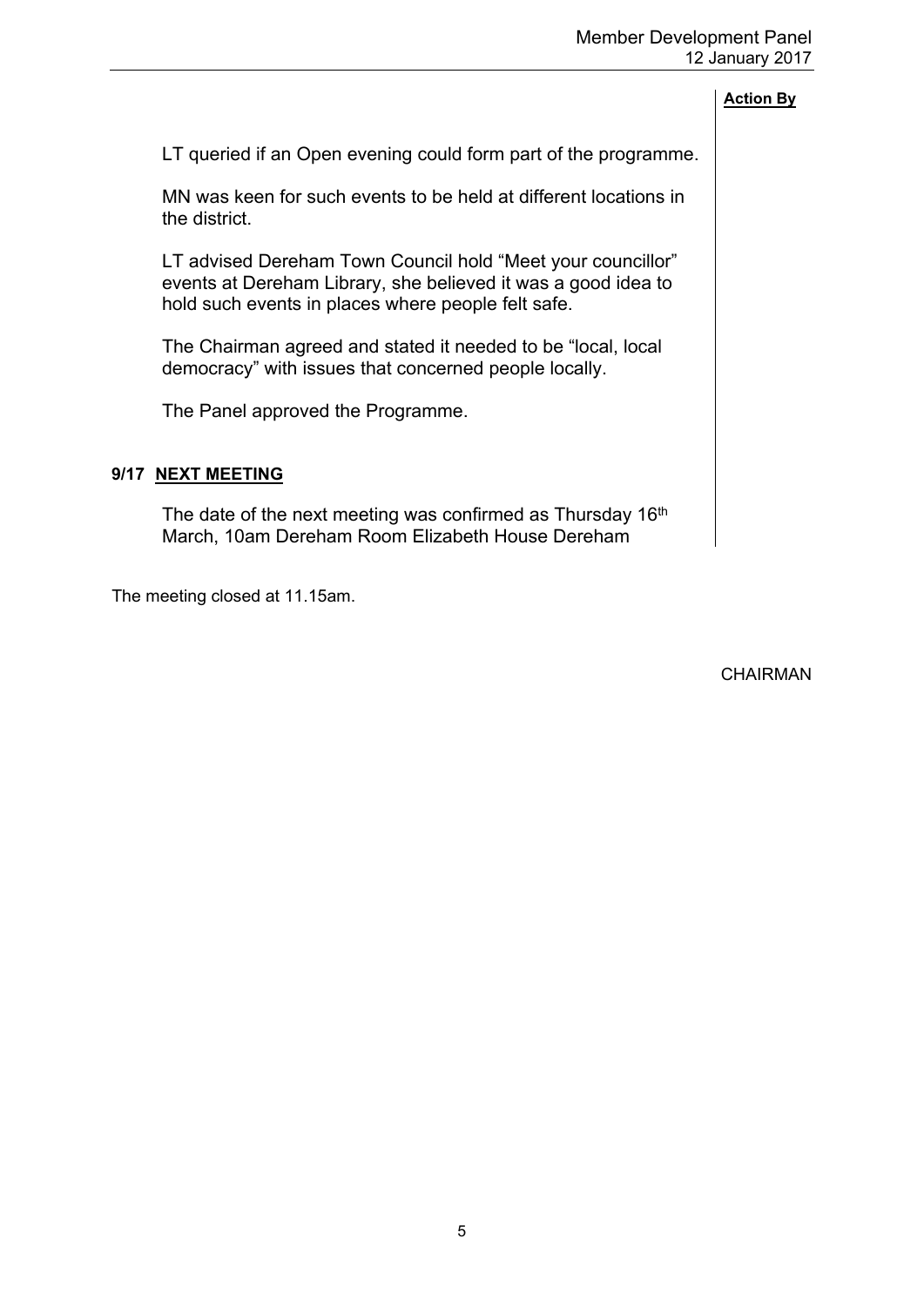**Action By**

LT queried if an Open evening could form part of the programme.

MN was keen for such events to be held at different locations in the district.

LT advised Dereham Town Council hold "Meet your councillor" events at Dereham Library, she believed it was a good idea to hold such events in places where people felt safe.

The Chairman agreed and stated it needed to be "local, local democracy" with issues that concerned people locally.

The Panel approved the Programme.

**9/17 NEXT MEETING**

The date of the next meeting was confirmed as Thursday 16th March, 10am Dereham Room Elizabeth House Dereham

The meeting closed at 11.15am.

CHAIRMAN